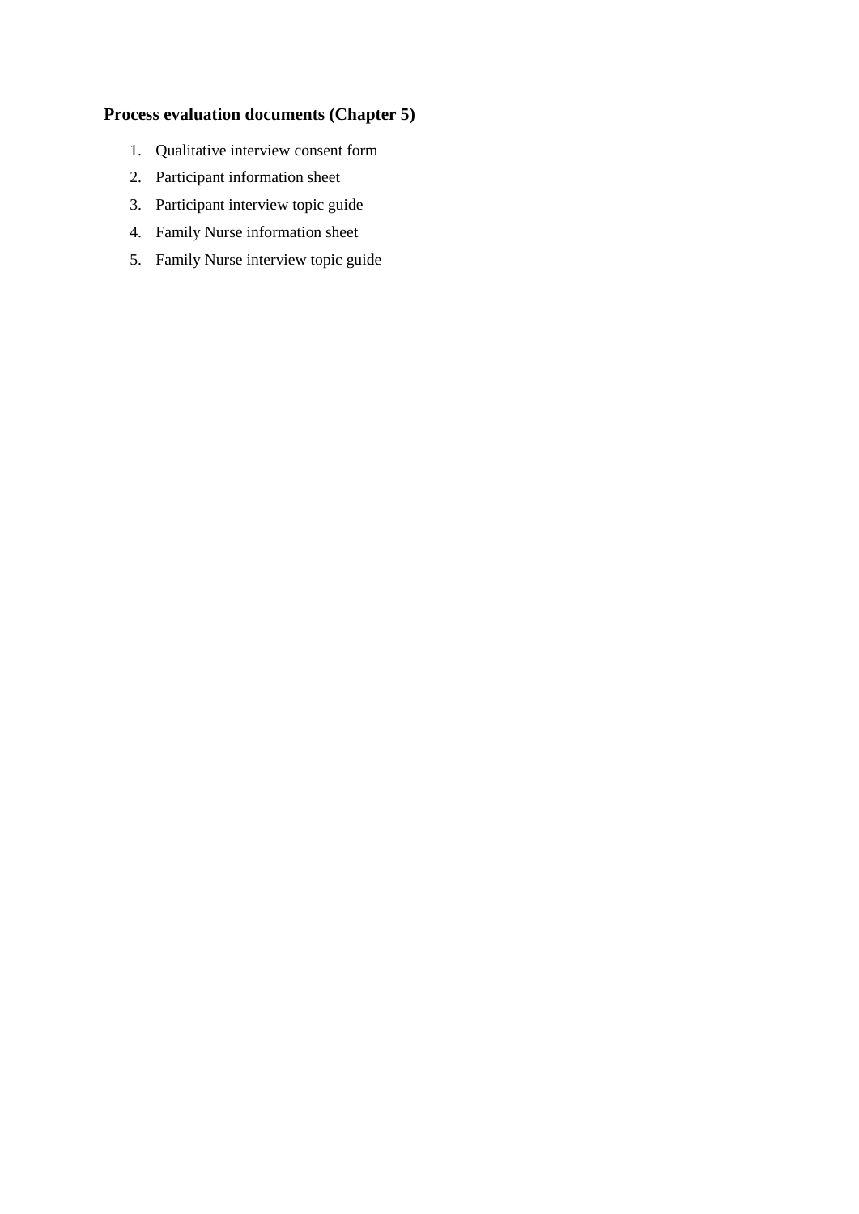**Process evaluation documents (Chapter 5)**

1. Qualitative interview consent form
2. Participant information sheet
3. Participant interview topic guide
4. Family Nurse information sheet
5. Family Nurse interview topic guide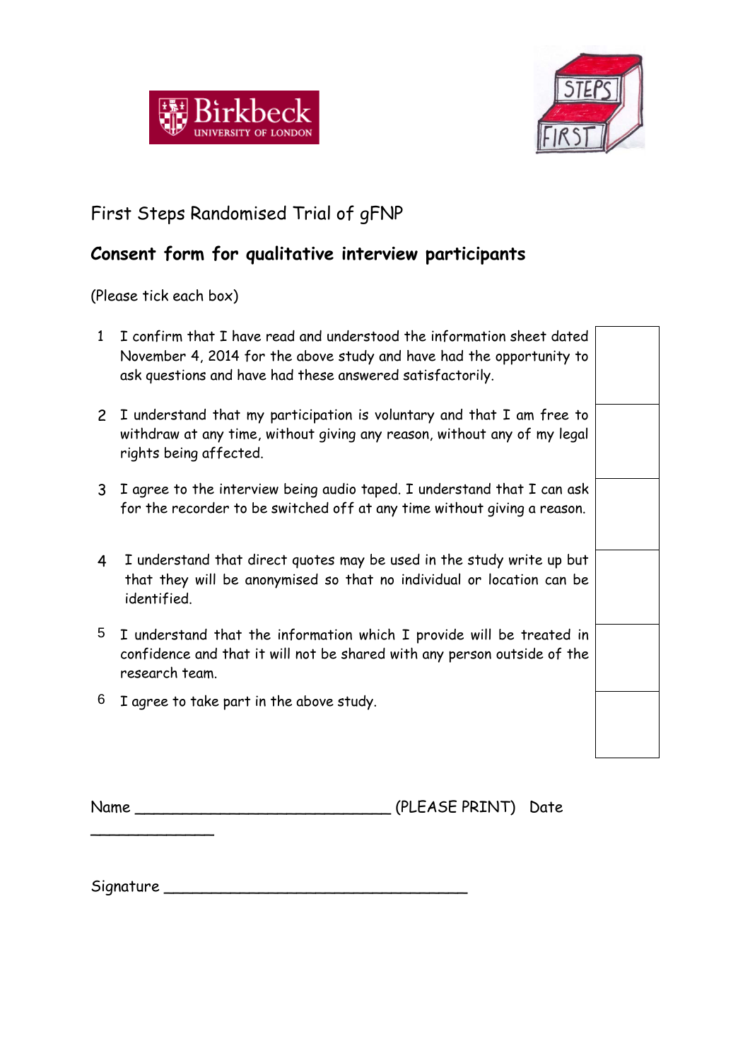First Steps Randomised Trial of gFNP

## Consent form for qualitative interview participants

(Please tick each box)

| | | |
|---|---|---|
| 1 | I confirm that I have read and understood the information sheet dated November 4, 2014 for the above study and have had the opportunity to ask questions and have had these answered satisfactorily. | |
| 2 | I understand that my participation is voluntary and that I am free to withdraw at any time, without giving any reason, without any of my legal rights being affected. | |
| 3 | I agree to the interview being audio taped. I understand that I can ask for the recorder to be switched off at any time without giving a reason. | |
| 4 | I understand that direct quotes may be used in the study write up but that they will be anonymised so that no individual or location can be identified. | |
| 5 | I understand that the information which I provide will be treated in confidence and that it will not be shared with any person outside of the research team. | |
| 6 | I agree to take part in the above study. | |

Name _____________________________ (PLEASE PRINT) Date ______________

Signature ___________________________________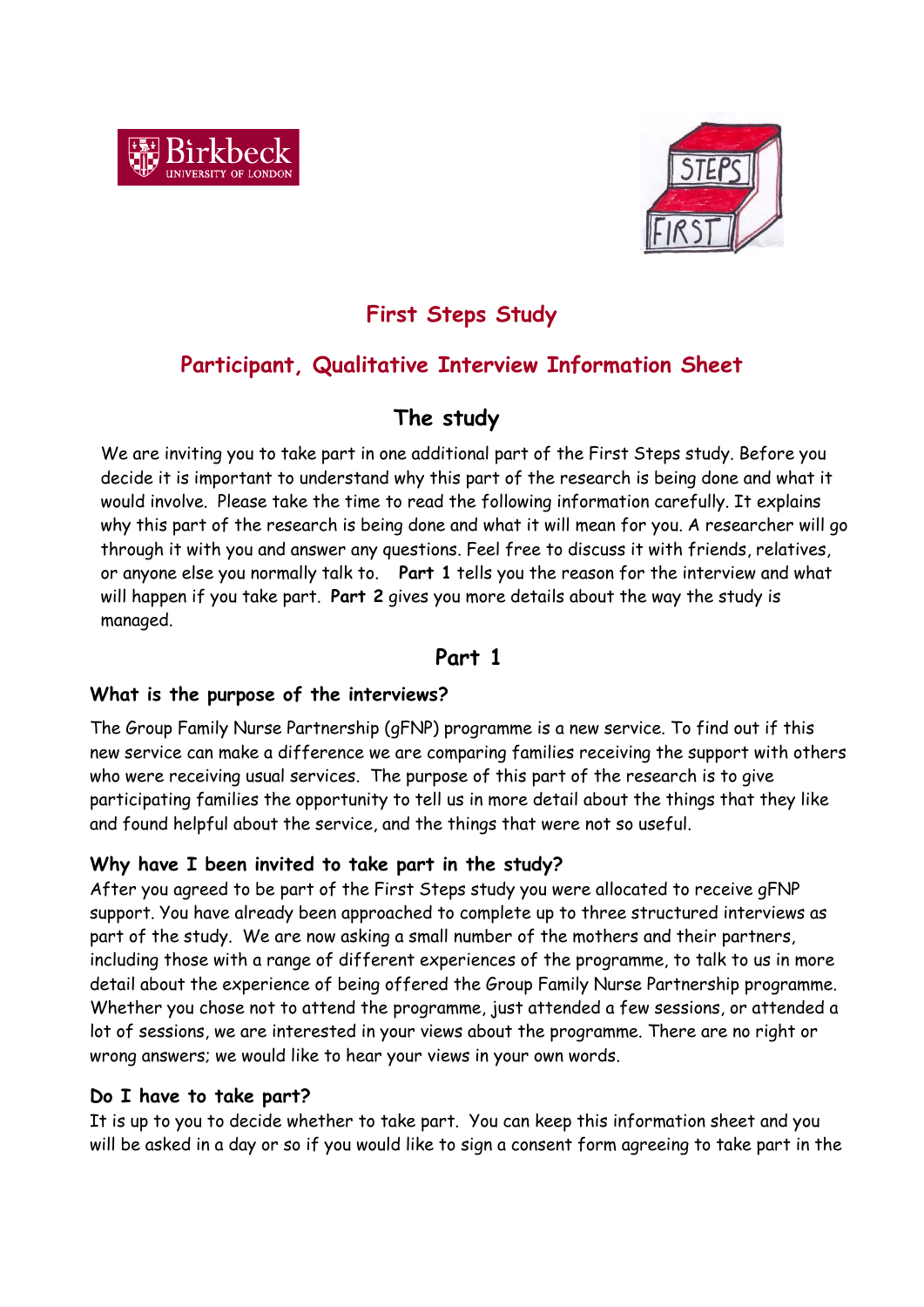# First Steps Study

## Participant, Qualitative Interview Information Sheet

### The study

We are inviting you to take part in one additional part of the First Steps study. Before you decide it is important to understand why this part of the research is being done and what it would involve. Please take the time to read the following information carefully. It explains why this part of the research is being done and what it will mean for you. A researcher will go through it with you and answer any questions. Feel free to discuss it with friends, relatives, or anyone else you normally talk to. **Part 1** tells you the reason for the interview and what will happen if you take part. **Part 2** gives you more details about the way the study is managed.

### Part 1

#### What is the purpose of the interviews?

The Group Family Nurse Partnership (gFNP) programme is a new service. To find out if this new service can make a difference we are comparing families receiving the support with others who were receiving usual services. The purpose of this part of the research is to give participating families the opportunity to tell us in more detail about the things that they like and found helpful about the service, and the things that were not so useful.

#### Why have I been invited to take part in the study?

After you agreed to be part of the First Steps study you were allocated to receive gFNP support. You have already been approached to complete up to three structured interviews as part of the study. We are now asking a small number of the mothers and their partners, including those with a range of different experiences of the programme, to talk to us in more detail about the experience of being offered the Group Family Nurse Partnership programme. Whether you chose not to attend the programme, just attended a few sessions, or attended a lot of sessions, we are interested in your views about the programme. There are no right or wrong answers; we would like to hear your views in your own words.

#### Do I have to take part?

It is up to you to decide whether to take part. You can keep this information sheet and you will be asked in a day or so if you would like to sign a consent form agreeing to take part in the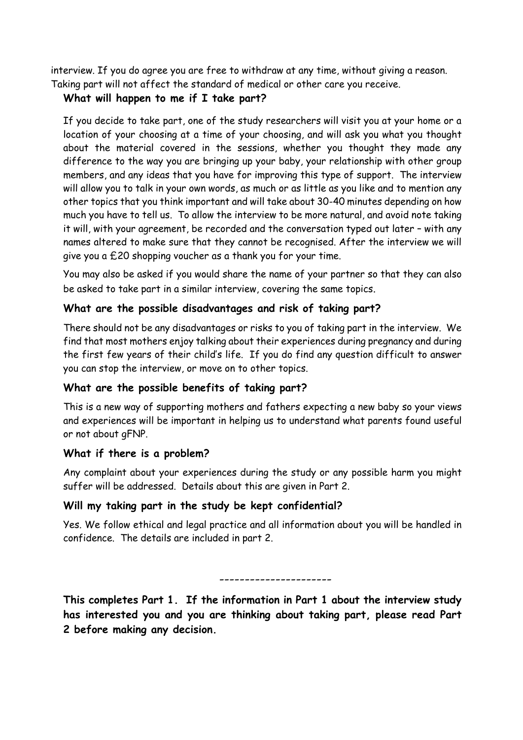interview. If you do agree you are free to withdraw at any time, without giving a reason. Taking part will not affect the standard of medical or other care you receive.

### What will happen to me if I take part?

If you decide to take part, one of the study researchers will visit you at your home or a location of your choosing at a time of your choosing, and will ask you what you thought about the material covered in the sessions, whether you thought they made any difference to the way you are bringing up your baby, your relationship with other group members, and any ideas that you have for improving this type of support. The interview will allow you to talk in your own words, as much or as little as you like and to mention any other topics that you think important and will take about 30-40 minutes depending on how much you have to tell us. To allow the interview to be more natural, and avoid note taking it will, with your agreement, be recorded and the conversation typed out later – with any names altered to make sure that they cannot be recognised. After the interview we will give you a £20 shopping voucher as a thank you for your time.

You may also be asked if you would share the name of your partner so that they can also be asked to take part in a similar interview, covering the same topics.

### What are the possible disadvantages and risk of taking part?

There should not be any disadvantages or risks to you of taking part in the interview. We find that most mothers enjoy talking about their experiences during pregnancy and during the first few years of their child's life. If you do find any question difficult to answer you can stop the interview, or move on to other topics.

### What are the possible benefits of taking part?

This is a new way of supporting mothers and fathers expecting a new baby so your views and experiences will be important in helping us to understand what parents found useful or not about gFNP.

### What if there is a problem?

Any complaint about your experiences during the study or any possible harm you might suffer will be addressed. Details about this are given in Part 2.

### Will my taking part in the study be kept confidential?

Yes. We follow ethical and legal practice and all information about you will be handled in confidence. The details are included in part 2.

----------------------

**This completes Part 1. If the information in Part 1 about the interview study has interested you and you are thinking about taking part, please read Part 2 before making any decision.**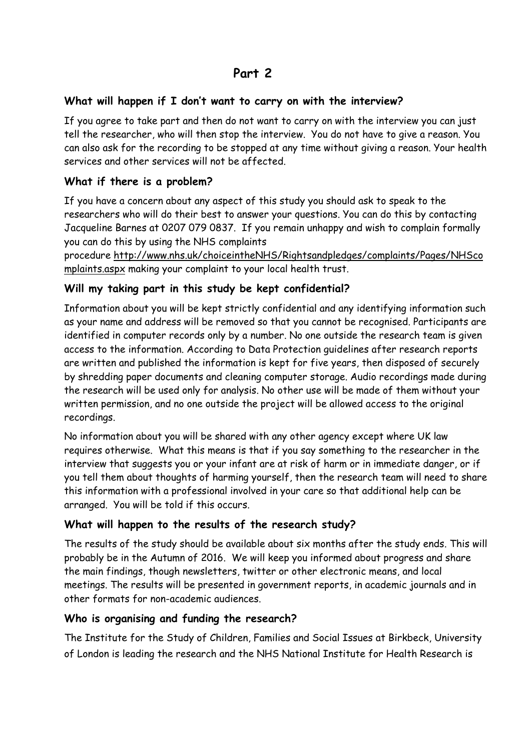# Part 2

### What will happen if I don't want to carry on with the interview?

If you agree to take part and then do not want to carry on with the interview you can just tell the researcher, who will then stop the interview. You do not have to give a reason. You can also ask for the recording to be stopped at any time without giving a reason. Your health services and other services will not be affected.

### What if there is a problem?

If you have a concern about any aspect of this study you should ask to speak to the researchers who will do their best to answer your questions. You can do this by contacting Jacqueline Barnes at 0207 079 0837. If you remain unhappy and wish to complain formally you can do this by using the NHS complaints procedure http://www.nhs.uk/choiceintheNHS/Rightsandpledges/complaints/Pages/NHScomplaints.aspx making your complaint to your local health trust.

### Will my taking part in this study be kept confidential?

Information about you will be kept strictly confidential and any identifying information such as your name and address will be removed so that you cannot be recognised. Participants are identified in computer records only by a number. No one outside the research team is given access to the information. According to Data Protection guidelines after research reports are written and published the information is kept for five years, then disposed of securely by shredding paper documents and cleaning computer storage. Audio recordings made during the research will be used only for analysis. No other use will be made of them without your written permission, and no one outside the project will be allowed access to the original recordings.

No information about you will be shared with any other agency except where UK law requires otherwise. What this means is that if you say something to the researcher in the interview that suggests you or your infant are at risk of harm or in immediate danger, or if you tell them about thoughts of harming yourself, then the research team will need to share this information with a professional involved in your care so that additional help can be arranged. You will be told if this occurs.

### What will happen to the results of the research study?

The results of the study should be available about six months after the study ends. This will probably be in the Autumn of 2016. We will keep you informed about progress and share the main findings, though newsletters, twitter or other electronic means, and local meetings. The results will be presented in government reports, in academic journals and in other formats for non-academic audiences.

### Who is organising and funding the research?

The Institute for the Study of Children, Families and Social Issues at Birkbeck, University of London is leading the research and the NHS National Institute for Health Research is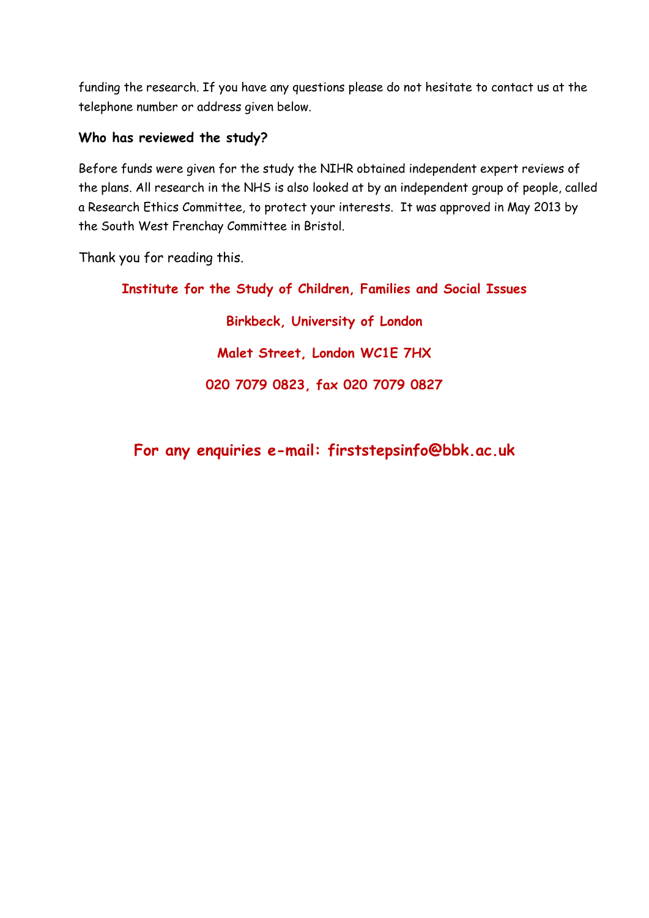funding the research. If you have any questions please do not hesitate to contact us at the telephone number or address given below.

### Who has reviewed the study?

Before funds were given for the study the NIHR obtained independent expert reviews of the plans. All research in the NHS is also looked at by an independent group of people, called a Research Ethics Committee, to protect your interests. It was approved in May 2013 by the South West Frenchay Committee in Bristol.

Thank you for reading this.

**Institute for the Study of Children, Families and Social Issues**

**Birkbeck, University of London**

**Malet Street, London WC1E 7HX**

**020 7079 0823, fax 020 7079 0827**

**For any enquiries e-mail: firststepsinfo@bbk.ac.uk**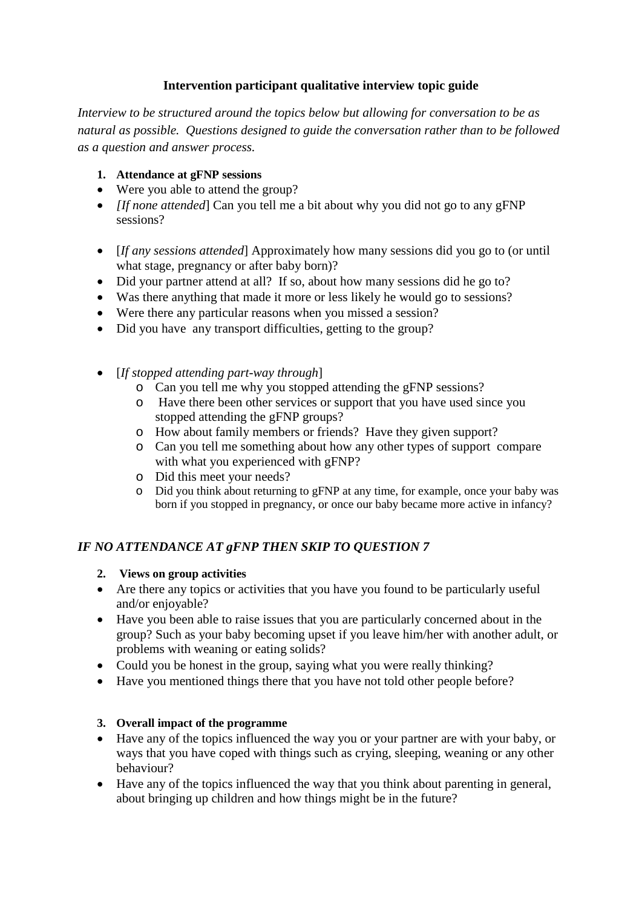**Intervention participant qualitative interview topic guide**

*Interview to be structured around the topics below but allowing for conversation to be as natural as possible. Questions designed to guide the conversation rather than to be followed as a question and answer process.*

1. **Attendance at gFNP sessions**

- Were you able to attend the group?
- *[If none attended*] Can you tell me a bit about why you did not go to any gFNP sessions?
- [*If any sessions attended*] Approximately how many sessions did you go to (or until what stage, pregnancy or after baby born)?
- Did your partner attend at all? If so, about how many sessions did he go to?
- Was there anything that made it more or less likely he would go to sessions?
- Were there any particular reasons when you missed a session?
- Did you have any transport difficulties, getting to the group?
- [*If stopped attending part-way through*]
    - Can you tell me why you stopped attending the gFNP sessions?
    - Have there been other services or support that you have used since you stopped attending the gFNP groups?
    - How about family members or friends? Have they given support?
    - Can you tell me something about how any other types of support compare with what you experienced with gFNP?
    - Did this meet your needs?
    - Did you think about returning to gFNP at any time, for example, once your baby was born if you stopped in pregnancy, or once our baby became more active in infancy?

***IF NO ATTENDANCE AT gFNP THEN SKIP TO QUESTION 7***

2. **Views on group activities**

- Are there any topics or activities that you have you found to be particularly useful and/or enjoyable?
- Have you been able to raise issues that you are particularly concerned about in the group? Such as your baby becoming upset if you leave him/her with another adult, or problems with weaning or eating solids?
- Could you be honest in the group, saying what you were really thinking?
- Have you mentioned things there that you have not told other people before?

3. **Overall impact of the programme**

- Have any of the topics influenced the way you or your partner are with your baby, or ways that you have coped with things such as crying, sleeping, weaning or any other behaviour?
- Have any of the topics influenced the way that you think about parenting in general, about bringing up children and how things might be in the future?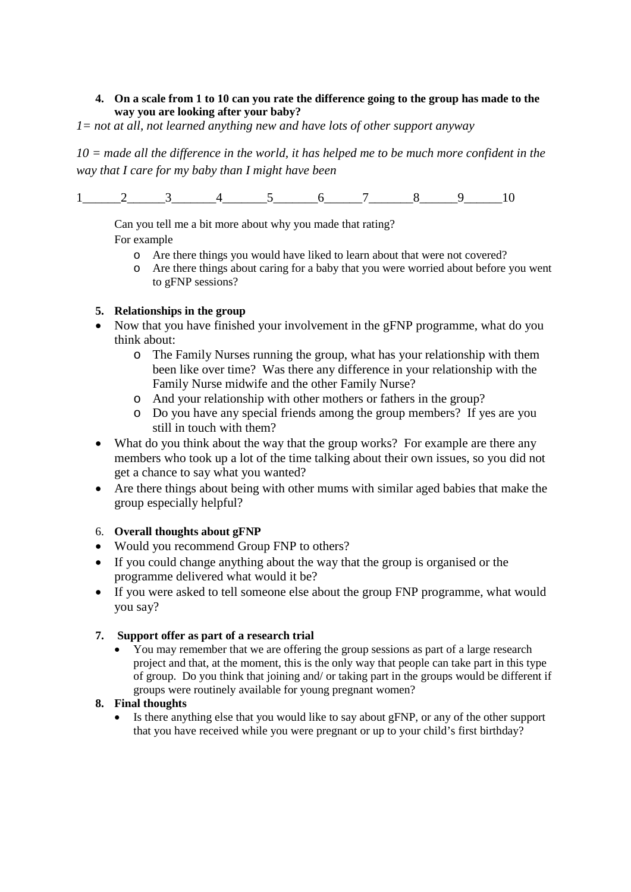4. **On a scale from 1 to 10 can you rate the difference going to the group has made to the way you are looking after your baby?**

*1= not at all, not learned anything new and have lots of other support anyway*

*10 = made all the difference in the world, it has helped me to be much more confident in the way that I care for my baby than I might have been*

1______2______3_______4_______5_______6______7_______8______9______10

Can you tell me a bit more about why you made that rating?

For example

- Are there things you would have liked to learn about that were not covered?
- Are there things about caring for a baby that you were worried about before you went to gFNP sessions?

5. **Relationships in the group**

- Now that you have finished your involvement in the gFNP programme, what do you think about:
  - The Family Nurses running the group, what has your relationship with them been like over time? Was there any difference in your relationship with the Family Nurse midwife and the other Family Nurse?
  - And your relationship with other mothers or fathers in the group?
  - Do you have any special friends among the group members? If yes are you still in touch with them?
- What do you think about the way that the group works? For example are there any members who took up a lot of the time talking about their own issues, so you did not get a chance to say what you wanted?
- Are there things about being with other mums with similar aged babies that make the group especially helpful?

6. **Overall thoughts about gFNP**

- Would you recommend Group FNP to others?
- If you could change anything about the way that the group is organised or the programme delivered what would it be?
- If you were asked to tell someone else about the group FNP programme, what would you say?

7. **Support offer as part of a research trial**

- You may remember that we are offering the group sessions as part of a large research project and that, at the moment, this is the only way that people can take part in this type of group. Do you think that joining and/ or taking part in the groups would be different if groups were routinely available for young pregnant women?

8. **Final thoughts**

- Is there anything else that you would like to say about gFNP, or any of the other support that you have received while you were pregnant or up to your child's first birthday?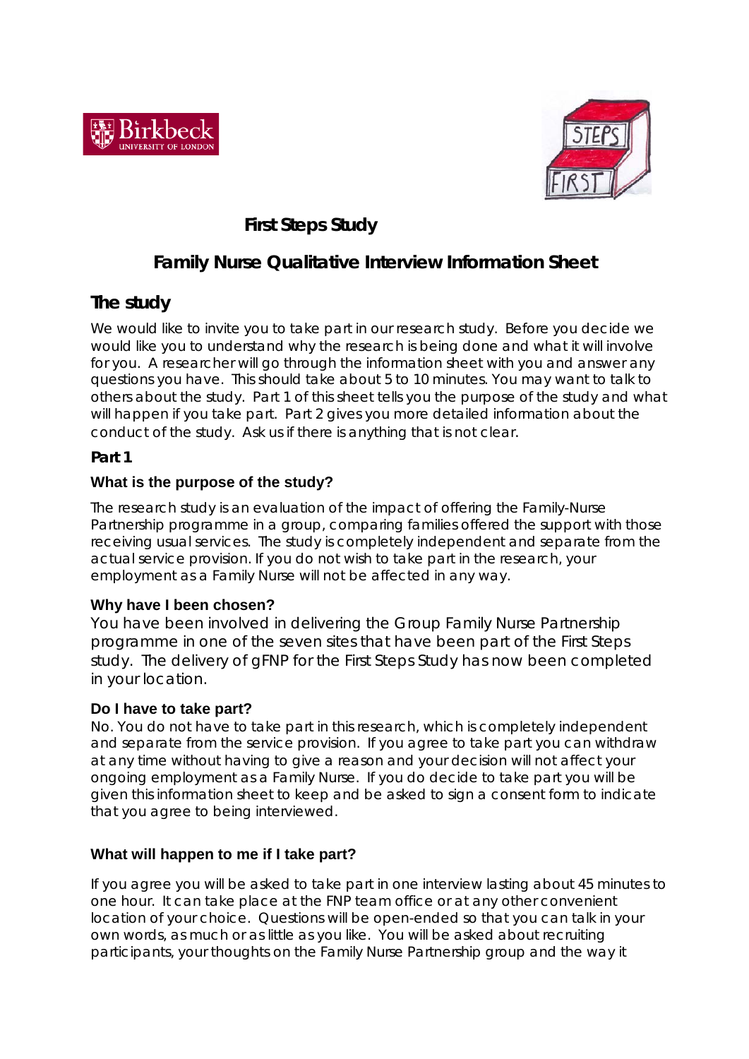# First Steps Study

## Family Nurse Qualitative Interview Information Sheet

## The study

We would like to invite you to take part in our research study. Before you decide we would like you to understand why the research is being done and what it will involve for you. A researcher will go through the information sheet with you and answer any questions you have. This should take about 5 to 10 minutes. You may want to talk to others about the study. Part 1 of this sheet tells you the purpose of the study and what will happen if you take part. Part 2 gives you more detailed information about the conduct of the study. Ask us if there is anything that is not clear.

### Part 1

#### What is the purpose of the study?

The research study is an evaluation of the impact of offering the Family-Nurse Partnership programme in a group, comparing families offered the support with those receiving usual services. The study is completely independent and separate from the actual service provision. If you do not wish to take part in the research, your employment as a Family Nurse will not be affected in any way.

#### Why have I been chosen?

You have been involved in delivering the Group Family Nurse Partnership programme in one of the seven sites that have been part of the First Steps study. The delivery of gFNP for the First Steps Study has now been completed in your location.

#### Do I have to take part?

No. You do not have to take part in this research, which is completely independent and separate from the service provision. If you agree to take part you can withdraw at any time without having to give a reason and your decision will not affect your ongoing employment as a Family Nurse. If you do decide to take part you will be given this information sheet to keep and be asked to sign a consent form to indicate that you agree to being interviewed.

#### What will happen to me if I take part?

If you agree you will be asked to take part in one interview lasting about 45 minutes to one hour. It can take place at the FNP team office or at any other convenient location of your choice. Questions will be open-ended so that you can talk in your own words, as much or as little as you like. You will be asked about recruiting participants, your thoughts on the Family Nurse Partnership group and the way it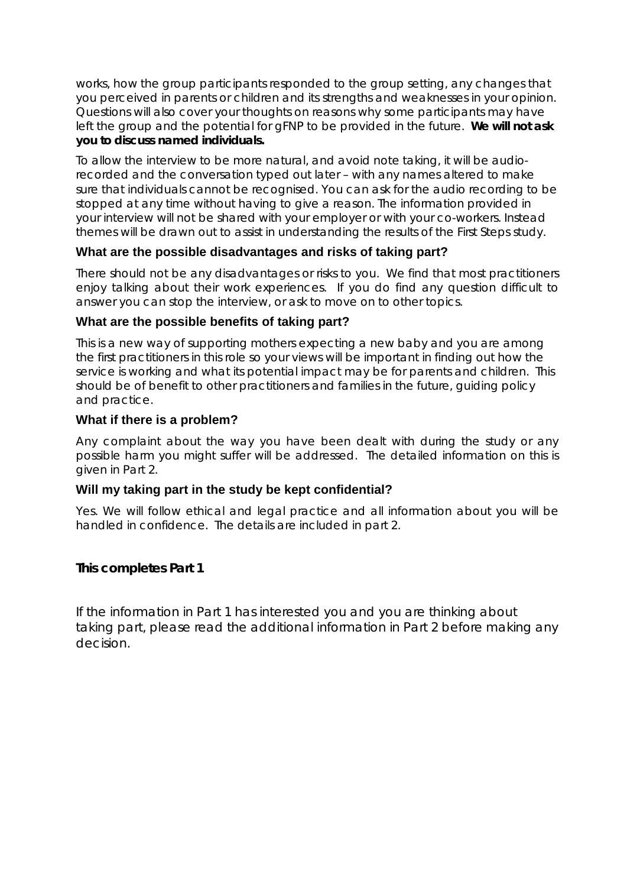works, how the group participants responded to the group setting, any changes that you perceived in parents or children and its strengths and weaknesses in your opinion. Questions will also cover your thoughts on reasons why some participants may have left the group and the potential for gFNP to be provided in the future. **We will not ask you to discuss named individuals.**

To allow the interview to be more natural, and avoid note taking, it will be audio-recorded and the conversation typed out later – with any names altered to make sure that individuals cannot be recognised. You can ask for the audio recording to be stopped at any time without having to give a reason. The information provided in your interview will not be shared with your employer or with your co-workers. Instead themes will be drawn out to assist in understanding the results of the First Steps study.

### What are the possible disadvantages and risks of taking part?

There should not be any disadvantages or risks to you. We find that most practitioners enjoy talking about their work experiences. If you do find any question difficult to answer you can stop the interview, or ask to move on to other topics.

### What are the possible benefits of taking part?

This is a new way of supporting mothers expecting a new baby and you are among the first practitioners in this role so your views will be important in finding out how the service is working and what its potential impact may be for parents and children. This should be of benefit to other practitioners and families in the future, guiding policy and practice.

### What if there is a problem?

Any complaint about the way you have been dealt with during the study or any possible harm you might suffer will be addressed. The detailed information on this is given in Part 2.

### Will my taking part in the study be kept confidential?

Yes. We will follow ethical and legal practice and all information about you will be handled in confidence. The details are included in part 2.

**This completes Part 1**

If the information in Part 1 has interested you and you are thinking about taking part, please read the additional information in Part 2 before making any decision.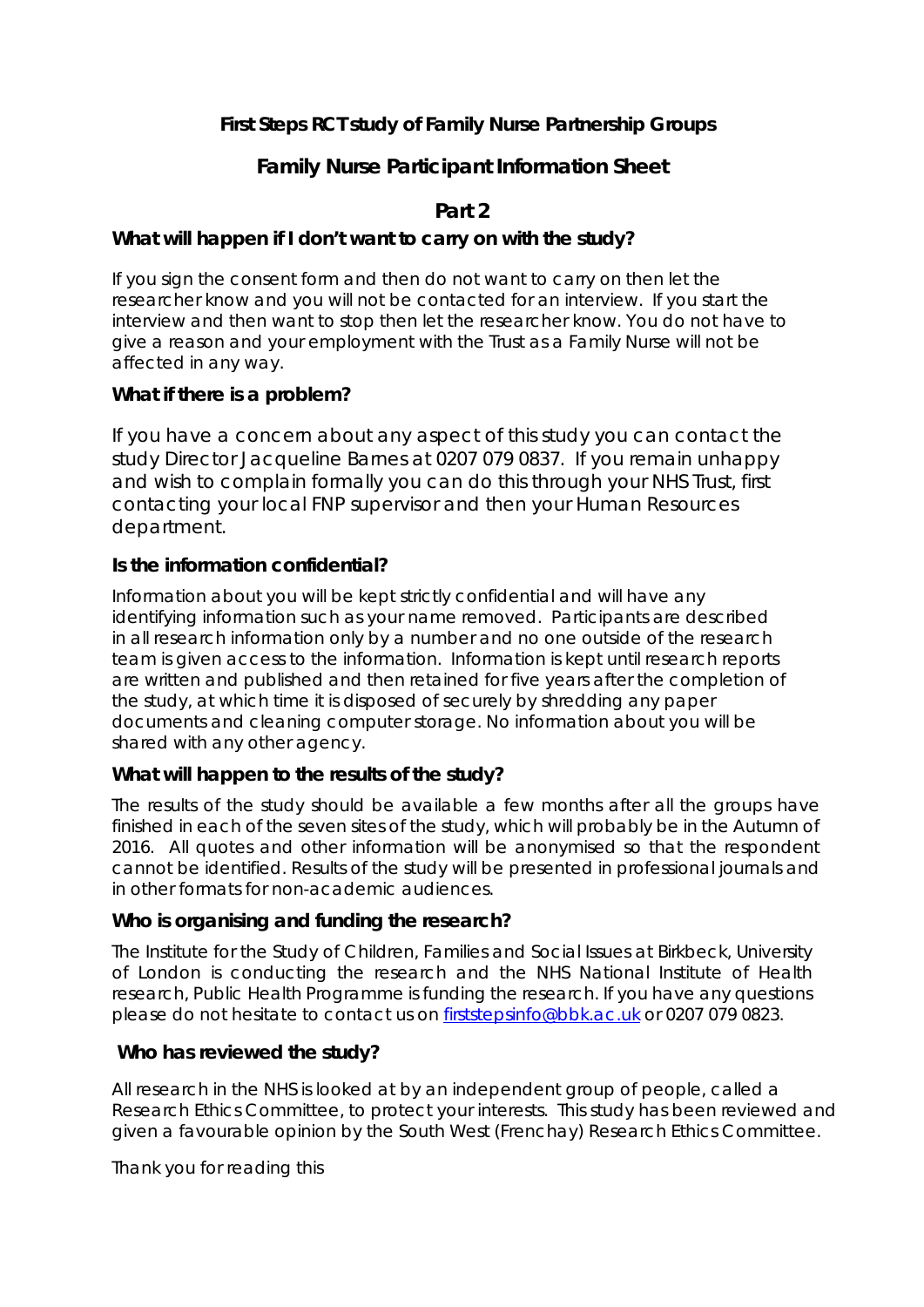# First Steps RCT study of Family Nurse Partnership Groups

## Family Nurse Participant Information Sheet

## Part 2

### What will happen if I don't want to carry on with the study?

If you sign the consent form and then do not want to carry on then let the researcher know and you will not be contacted for an interview. If you start the interview and then want to stop then let the researcher know. You do not have to give a reason and your employment with the Trust as a Family Nurse will not be affected in any way.

### What if there is a problem?

If you have a concern about any aspect of this study you can contact the study Director Jacqueline Barnes at 0207 079 0837. If you remain unhappy and wish to complain formally you can do this through your NHS Trust, first contacting your local FNP supervisor and then your Human Resources department.

### Is the information confidential?

Information about you will be kept strictly confidential and will have any identifying information such as your name removed. Participants are described in all research information only by a number and no one outside of the research team is given access to the information. Information is kept until research reports are written and published and then retained for five years after the completion of the study, at which time it is disposed of securely by shredding any paper documents and cleaning computer storage. No information about you will be shared with any other agency.

### What will happen to the results of the study?

The results of the study should be available a few months after all the groups have finished in each of the seven sites of the study, which will probably be in the Autumn of 2016. All quotes and other information will be anonymised so that the respondent cannot be identified. Results of the study will be presented in professional journals and in other formats for non-academic audiences.

### Who is organising and funding the research?

The Institute for the Study of Children, Families and Social Issues at Birkbeck, University of London is conducting the research and the NHS National Institute of Health research, Public Health Programme is funding the research. If you have any questions please do not hesitate to contact us on firststepsinfo@bbk.ac.uk or 0207 079 0823.

### Who has reviewed the study?

All research in the NHS is looked at by an independent group of people, called a Research Ethics Committee, to protect your interests. This study has been reviewed and given a favourable opinion by the South West (Frenchay) Research Ethics Committee.

Thank you for reading this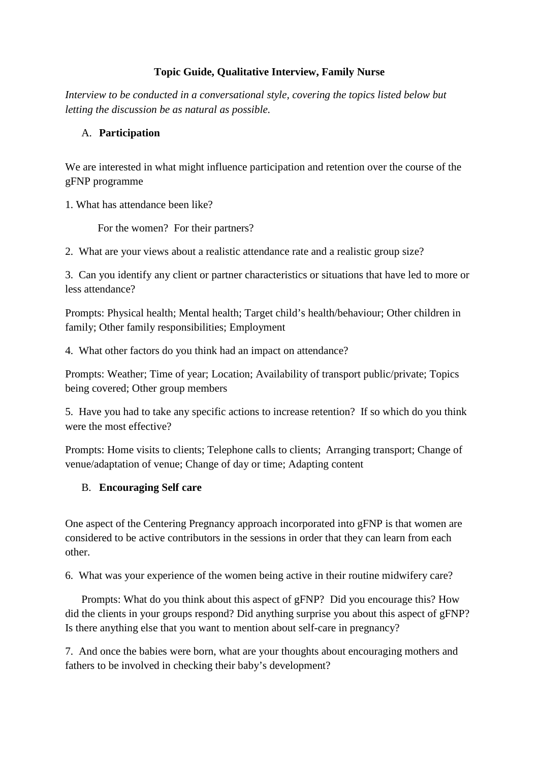**Topic Guide, Qualitative Interview, Family Nurse**

*Interview to be conducted in a conversational style, covering the topics listed below but letting the discussion be as natural as possible.*

A. **Participation**

We are interested in what might influence participation and retention over the course of the gFNP programme

1. What has attendance been like?

    For the women? For their partners?

2. What are your views about a realistic attendance rate and a realistic group size?

3. Can you identify any client or partner characteristics or situations that have led to more or less attendance?

Prompts: Physical health; Mental health; Target child's health/behaviour; Other children in family; Other family responsibilities; Employment

4. What other factors do you think had an impact on attendance?

Prompts: Weather; Time of year; Location; Availability of transport public/private; Topics being covered; Other group members

5. Have you had to take any specific actions to increase retention? If so which do you think were the most effective?

Prompts: Home visits to clients; Telephone calls to clients; Arranging transport; Change of venue/adaptation of venue; Change of day or time; Adapting content

B. **Encouraging Self care**

One aspect of the Centering Pregnancy approach incorporated into gFNP is that women are considered to be active contributors in the sessions in order that they can learn from each other.

6. What was your experience of the women being active in their routine midwifery care?

Prompts: What do you think about this aspect of gFNP? Did you encourage this? How did the clients in your groups respond? Did anything surprise you about this aspect of gFNP? Is there anything else that you want to mention about self-care in pregnancy?

7. And once the babies were born, what are your thoughts about encouraging mothers and fathers to be involved in checking their baby's development?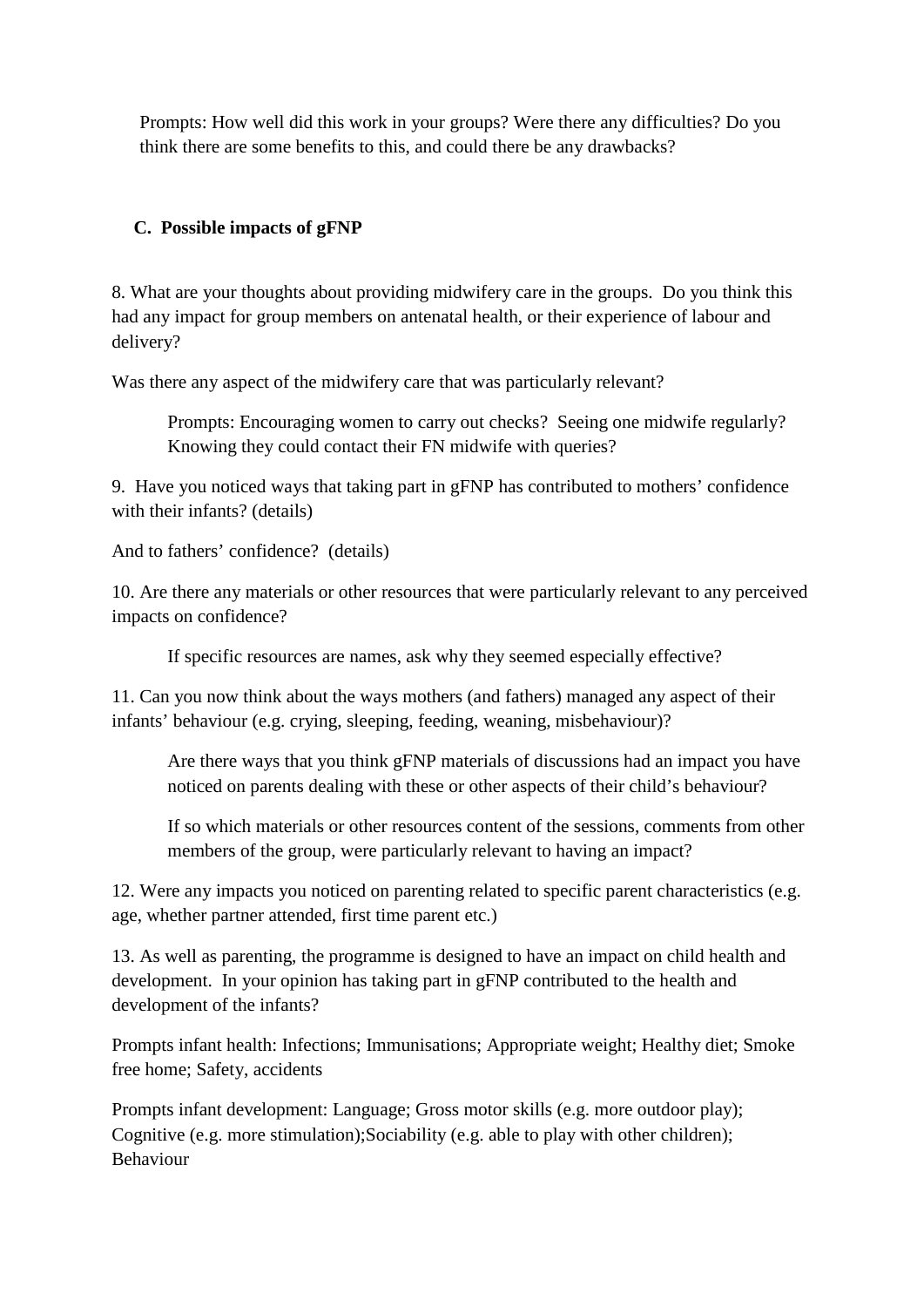Prompts: How well did this work in your groups? Were there any difficulties? Do you think there are some benefits to this, and could there be any drawbacks?

**C. Possible impacts of gFNP**

8. What are your thoughts about providing midwifery care in the groups. Do you think this had any impact for group members on antenatal health, or their experience of labour and delivery?

Was there any aspect of the midwifery care that was particularly relevant?

Prompts: Encouraging women to carry out checks? Seeing one midwife regularly? Knowing they could contact their FN midwife with queries?

9. Have you noticed ways that taking part in gFNP has contributed to mothers' confidence with their infants? (details)

And to fathers' confidence? (details)

10. Are there any materials or other resources that were particularly relevant to any perceived impacts on confidence?

If specific resources are names, ask why they seemed especially effective?

11. Can you now think about the ways mothers (and fathers) managed any aspect of their infants' behaviour (e.g. crying, sleeping, feeding, weaning, misbehaviour)?

Are there ways that you think gFNP materials of discussions had an impact you have noticed on parents dealing with these or other aspects of their child's behaviour?

If so which materials or other resources content of the sessions, comments from other members of the group, were particularly relevant to having an impact?

12. Were any impacts you noticed on parenting related to specific parent characteristics (e.g. age, whether partner attended, first time parent etc.)

13. As well as parenting, the programme is designed to have an impact on child health and development. In your opinion has taking part in gFNP contributed to the health and development of the infants?

Prompts infant health: Infections; Immunisations; Appropriate weight; Healthy diet; Smoke free home; Safety, accidents

Prompts infant development: Language; Gross motor skills (e.g. more outdoor play); Cognitive (e.g. more stimulation);Sociability (e.g. able to play with other children); Behaviour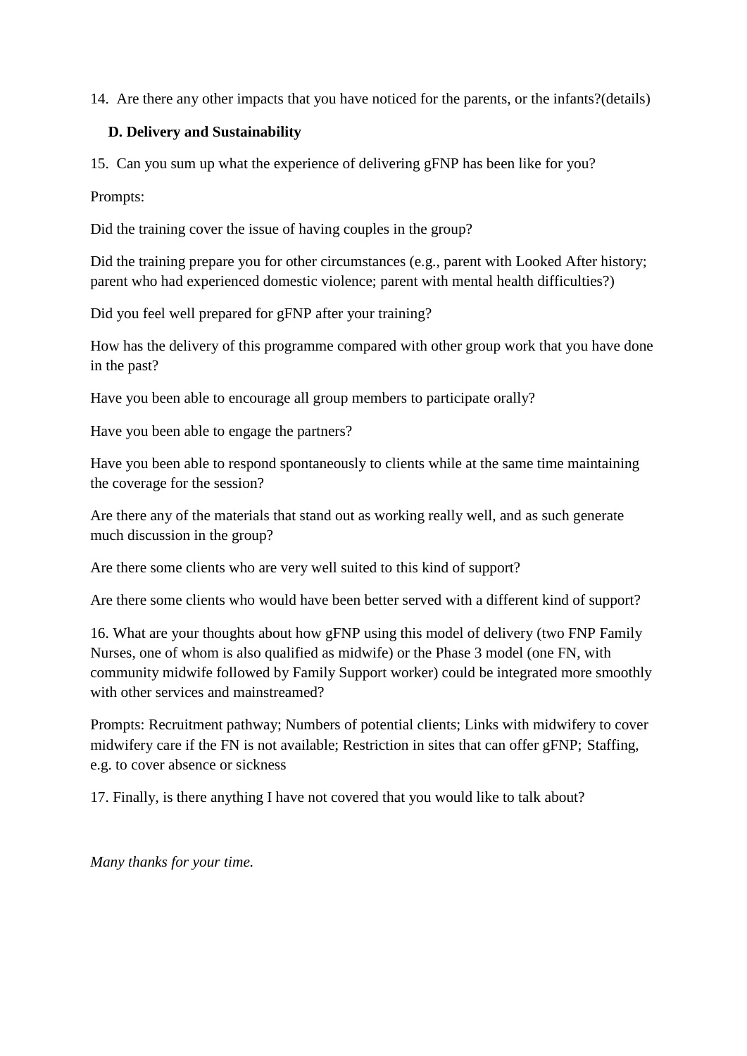14. Are there any other impacts that you have noticed for the parents, or the infants?(details)

**D. Delivery and Sustainability**

15. Can you sum up what the experience of delivering gFNP has been like for you?

Prompts:

Did the training cover the issue of having couples in the group?

Did the training prepare you for other circumstances (e.g., parent with Looked After history; parent who had experienced domestic violence; parent with mental health difficulties?)

Did you feel well prepared for gFNP after your training?

How has the delivery of this programme compared with other group work that you have done in the past?

Have you been able to encourage all group members to participate orally?

Have you been able to engage the partners?

Have you been able to respond spontaneously to clients while at the same time maintaining the coverage for the session?

Are there any of the materials that stand out as working really well, and as such generate much discussion in the group?

Are there some clients who are very well suited to this kind of support?

Are there some clients who would have been better served with a different kind of support?

16. What are your thoughts about how gFNP using this model of delivery (two FNP Family Nurses, one of whom is also qualified as midwife) or the Phase 3 model (one FN, with community midwife followed by Family Support worker) could be integrated more smoothly with other services and mainstreamed?

Prompts: Recruitment pathway; Numbers of potential clients; Links with midwifery to cover midwifery care if the FN is not available; Restriction in sites that can offer gFNP; Staffing, e.g. to cover absence or sickness

17. Finally, is there anything I have not covered that you would like to talk about?

*Many thanks for your time.*